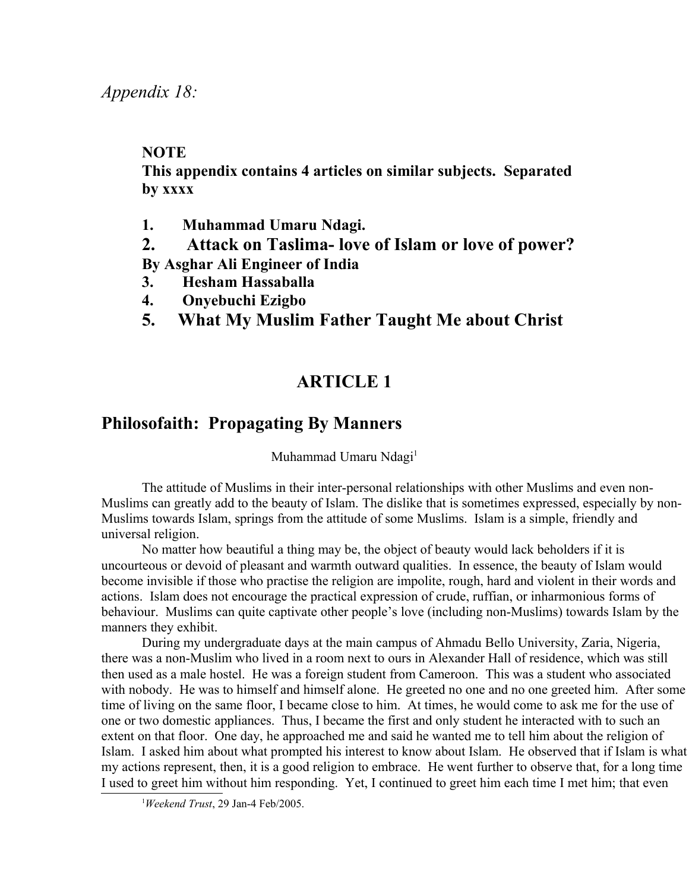*Appendix 18:*

**NOTE**
**This appendix contains 4 articles on similar subjects. Separated by xxxx**

1. **Muhammad Umaru Ndagi.**
2. **Attack on Taslima- love of Islam or love of power?**
**By Asghar Ali Engineer of India**
3. **Hesham Hassaballa**
4. **Onyebuchi Ezigbo**
5. **What My Muslim Father Taught Me about Christ**

## ARTICLE 1

## Philosofaith: Propagating By Manners

Muhammad Umaru Ndagi[1]

The attitude of Muslims in their inter-personal relationships with other Muslims and even non-Muslims can greatly add to the beauty of Islam. The dislike that is sometimes expressed, especially by non-Muslims towards Islam, springs from the attitude of some Muslims. Islam is a simple, friendly and universal religion.

No matter how beautiful a thing may be, the object of beauty would lack beholders if it is uncourteous or devoid of pleasant and warmth outward qualities. In essence, the beauty of Islam would become invisible if those who practise the religion are impolite, rough, hard and violent in their words and actions. Islam does not encourage the practical expression of crude, ruffian, or inharmonious forms of behaviour. Muslims can quite captivate other people's love (including non-Muslims) towards Islam by the manners they exhibit.

During my undergraduate days at the main campus of Ahmadu Bello University, Zaria, Nigeria, there was a non-Muslim who lived in a room next to ours in Alexander Hall of residence, which was still then used as a male hostel. He was a foreign student from Cameroon. This was a student who associated with nobody. He was to himself and himself alone. He greeted no one and no one greeted him. After some time of living on the same floor, I became close to him. At times, he would come to ask me for the use of one or two domestic appliances. Thus, I became the first and only student he interacted with to such an extent on that floor. One day, he approached me and said he wanted me to tell him about the religion of Islam. I asked him about what prompted his interest to know about Islam. He observed that if Islam is what my actions represent, then, it is a good religion to embrace. He went further to observe that, for a long time I used to greet him without him responding. Yet, I continued to greet him each time I met him; that even

[1] *Weekend Trust*, 29 Jan-4 Feb/2005.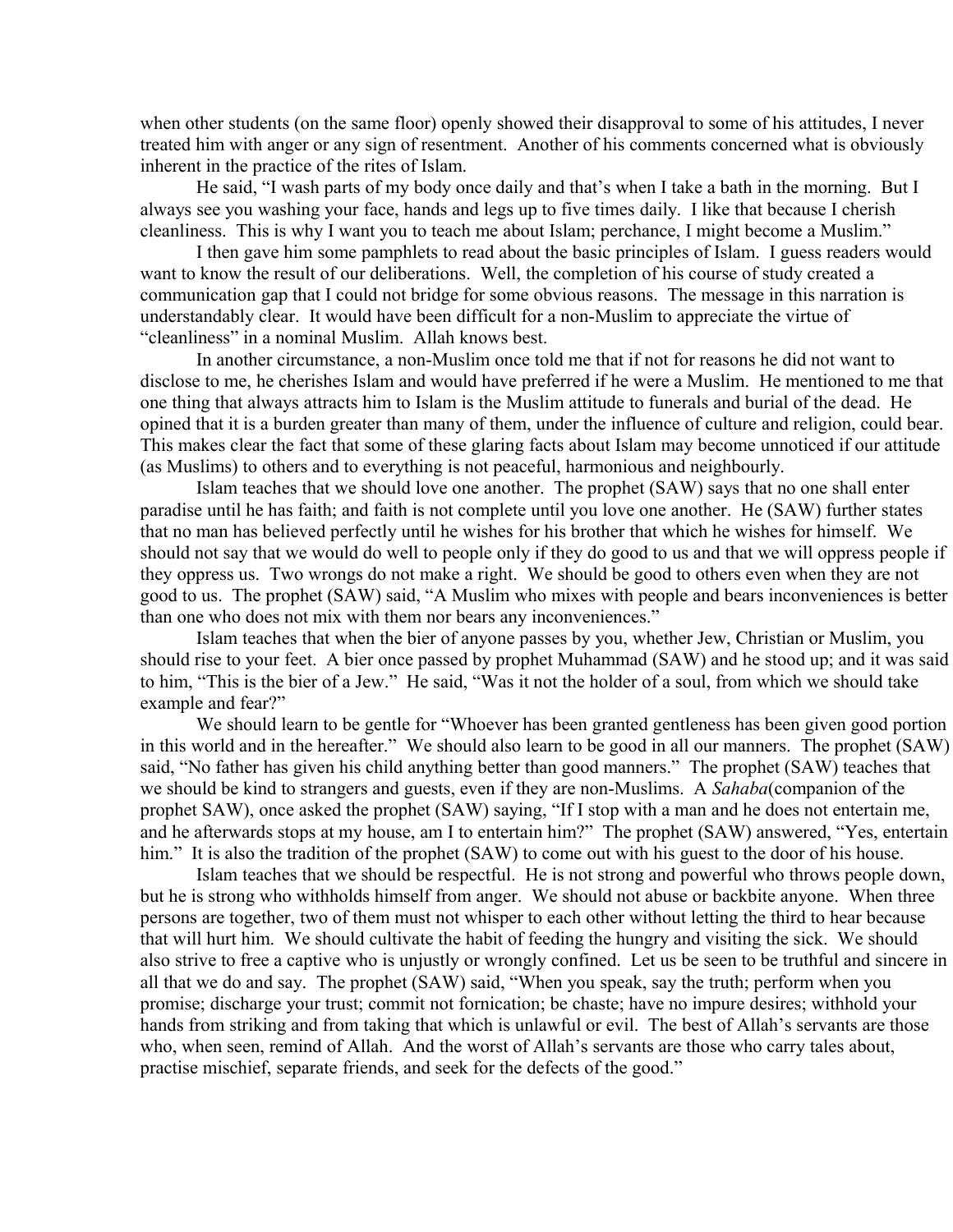when other students (on the same floor) openly showed their disapproval to some of his attitudes, I never treated him with anger or any sign of resentment. Another of his comments concerned what is obviously inherent in the practice of the rites of Islam.

He said, "I wash parts of my body once daily and that's when I take a bath in the morning. But I always see you washing your face, hands and legs up to five times daily. I like that because I cherish cleanliness. This is why I want you to teach me about Islam; perchance, I might become a Muslim."

I then gave him some pamphlets to read about the basic principles of Islam. I guess readers would want to know the result of our deliberations. Well, the completion of his course of study created a communication gap that I could not bridge for some obvious reasons. The message in this narration is understandably clear. It would have been difficult for a non-Muslim to appreciate the virtue of "cleanliness" in a nominal Muslim. Allah knows best.

In another circumstance, a non-Muslim once told me that if not for reasons he did not want to disclose to me, he cherishes Islam and would have preferred if he were a Muslim. He mentioned to me that one thing that always attracts him to Islam is the Muslim attitude to funerals and burial of the dead. He opined that it is a burden greater than many of them, under the influence of culture and religion, could bear. This makes clear the fact that some of these glaring facts about Islam may become unnoticed if our attitude (as Muslims) to others and to everything is not peaceful, harmonious and neighbourly.

Islam teaches that we should love one another. The prophet (SAW) says that no one shall enter paradise until he has faith; and faith is not complete until you love one another. He (SAW) further states that no man has believed perfectly until he wishes for his brother that which he wishes for himself. We should not say that we would do well to people only if they do good to us and that we will oppress people if they oppress us. Two wrongs do not make a right. We should be good to others even when they are not good to us. The prophet (SAW) said, "A Muslim who mixes with people and bears inconveniences is better than one who does not mix with them nor bears any inconveniences."

Islam teaches that when the bier of anyone passes by you, whether Jew, Christian or Muslim, you should rise to your feet. A bier once passed by prophet Muhammad (SAW) and he stood up; and it was said to him, "This is the bier of a Jew." He said, "Was it not the holder of a soul, from which we should take example and fear?"

We should learn to be gentle for "Whoever has been granted gentleness has been given good portion in this world and in the hereafter." We should also learn to be good in all our manners. The prophet (SAW) said, "No father has given his child anything better than good manners." The prophet (SAW) teaches that we should be kind to strangers and guests, even if they are non-Muslims. A *Sahaba*(companion of the prophet SAW), once asked the prophet (SAW) saying, "If I stop with a man and he does not entertain me, and he afterwards stops at my house, am I to entertain him?" The prophet (SAW) answered, "Yes, entertain him." It is also the tradition of the prophet (SAW) to come out with his guest to the door of his house.

Islam teaches that we should be respectful. He is not strong and powerful who throws people down, but he is strong who withholds himself from anger. We should not abuse or backbite anyone. When three persons are together, two of them must not whisper to each other without letting the third to hear because that will hurt him. We should cultivate the habit of feeding the hungry and visiting the sick. We should also strive to free a captive who is unjustly or wrongly confined. Let us be seen to be truthful and sincere in all that we do and say. The prophet (SAW) said, "When you speak, say the truth; perform when you promise; discharge your trust; commit not fornication; be chaste; have no impure desires; withhold your hands from striking and from taking that which is unlawful or evil. The best of Allah's servants are those who, when seen, remind of Allah. And the worst of Allah's servants are those who carry tales about, practise mischief, separate friends, and seek for the defects of the good."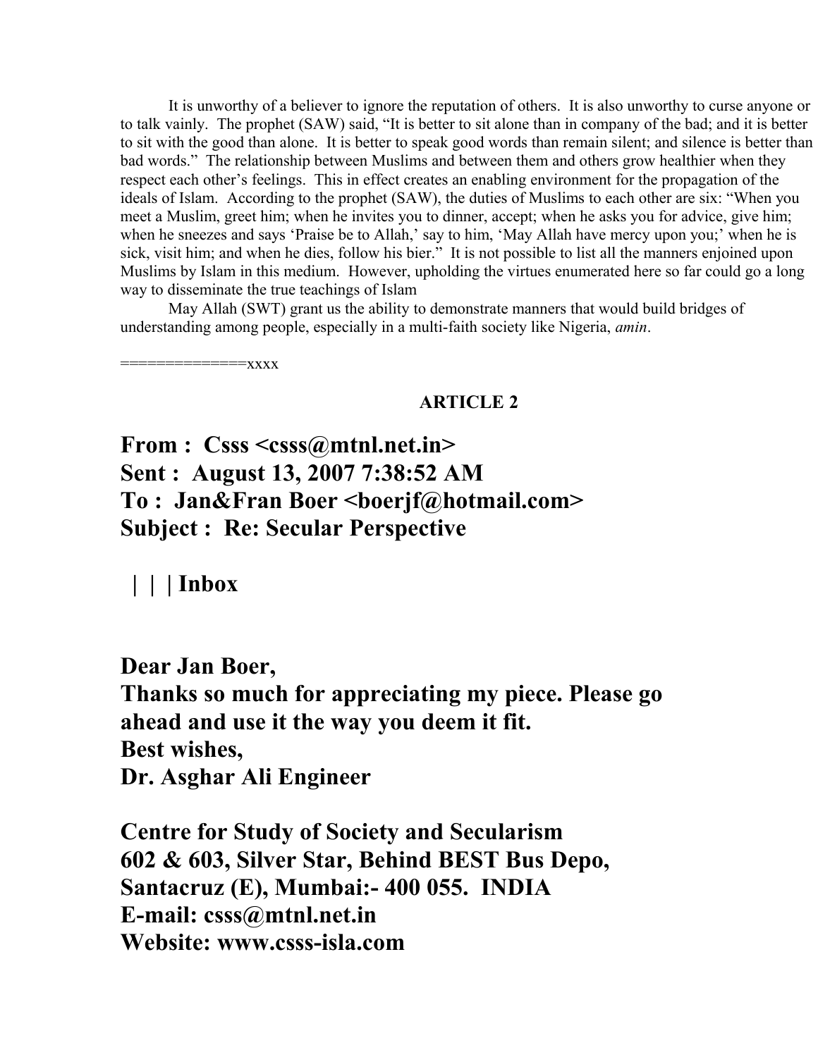It is unworthy of a believer to ignore the reputation of others. It is also unworthy to curse anyone or to talk vainly. The prophet (SAW) said, "It is better to sit alone than in company of the bad; and it is better to sit with the good than alone. It is better to speak good words than remain silent; and silence is better than bad words." The relationship between Muslims and between them and others grow healthier when they respect each other's feelings. This in effect creates an enabling environment for the propagation of the ideals of Islam. According to the prophet (SAW), the duties of Muslims to each other are six: "When you meet a Muslim, greet him; when he invites you to dinner, accept; when he asks you for advice, give him; when he sneezes and says 'Praise be to Allah,' say to him, 'May Allah have mercy upon you;' when he is sick, visit him; and when he dies, follow his bier." It is not possible to list all the manners enjoined upon Muslims by Islam in this medium. However, upholding the virtues enumerated here so far could go a long way to disseminate the true teachings of Islam

May Allah (SWT) grant us the ability to demonstrate manners that would build bridges of understanding among people, especially in a multi-faith society like Nigeria, *amin*.

==============xxxx

**ARTICLE 2**

**From : Csss <csss@mtnl.net.in>**
**Sent : August 13, 2007 7:38:52 AM**
**To : Jan&Fran Boer <boerjf@hotmail.com>**
**Subject : Re: Secular Perspective**

**| | | Inbox**

**Dear Jan Boer,**
**Thanks so much for appreciating my piece. Please go ahead and use it the way you deem it fit.**
**Best wishes,**
**Dr. Asghar Ali Engineer**

**Centre for Study of Society and Secularism**
**602 & 603, Silver Star, Behind BEST Bus Depo,**
**Santacruz (E), Mumbai:- 400 055. INDIA**
**E-mail: csss@mtnl.net.in**
**Website: www.csss-isla.com**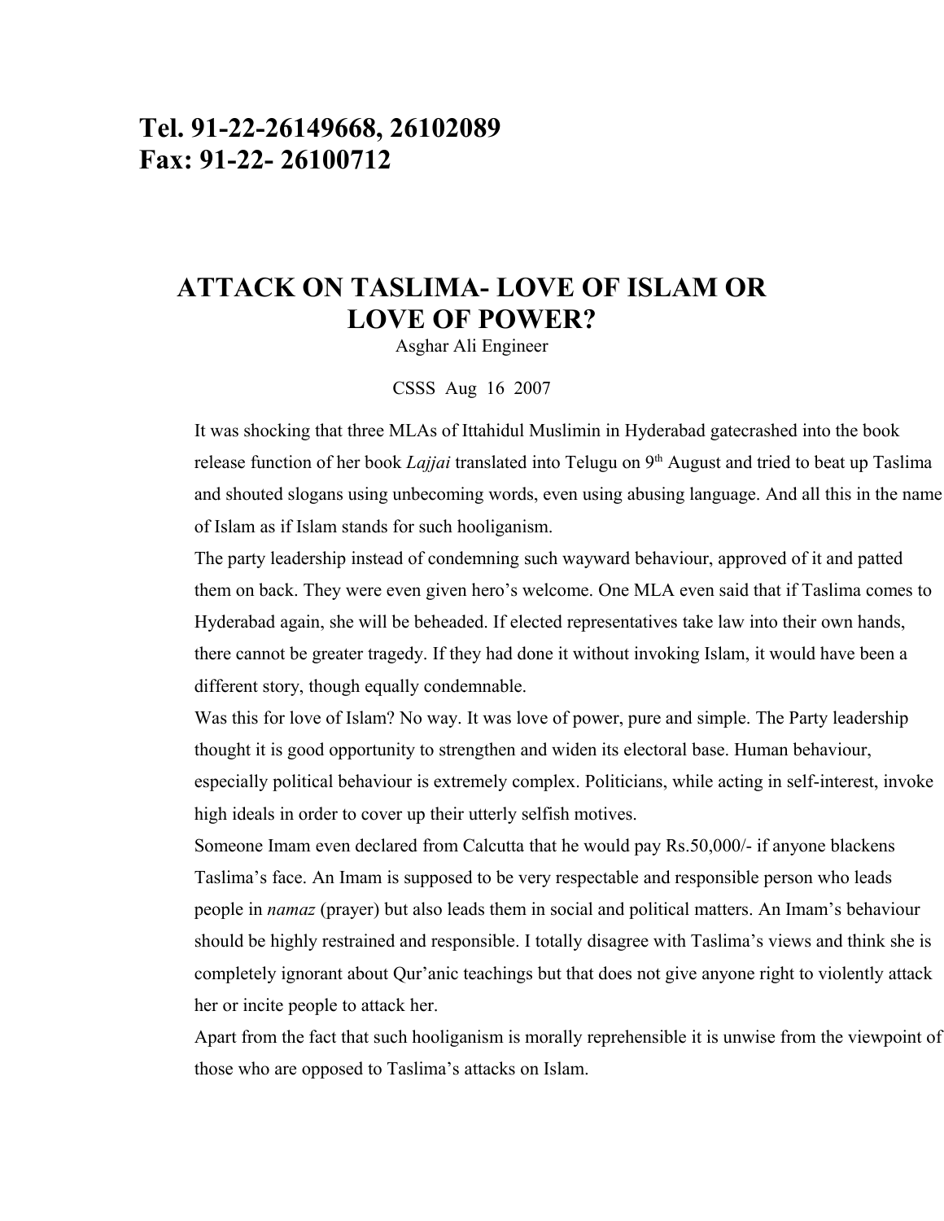**Tel. 91-22-26149668, 26102089**
**Fax: 91-22- 26100712**

# ATTACK ON TASLIMA- LOVE OF ISLAM OR LOVE OF POWER?

Asghar Ali Engineer

CSSS Aug 16 2007

It was shocking that three MLAs of Ittahidul Muslimin in Hyderabad gatecrashed into the book release function of her book *Lajjai* translated into Telugu on 9th August and tried to beat up Taslima and shouted slogans using unbecoming words, even using abusing language. And all this in the name of Islam as if Islam stands for such hooliganism.

The party leadership instead of condemning such wayward behaviour, approved of it and patted them on back. They were even given hero's welcome. One MLA even said that if Taslima comes to Hyderabad again, she will be beheaded. If elected representatives take law into their own hands, there cannot be greater tragedy. If they had done it without invoking Islam, it would have been a different story, though equally condemnable.

Was this for love of Islam? No way. It was love of power, pure and simple. The Party leadership thought it is good opportunity to strengthen and widen its electoral base. Human behaviour, especially political behaviour is extremely complex. Politicians, while acting in self-interest, invoke high ideals in order to cover up their utterly selfish motives.

Someone Imam even declared from Calcutta that he would pay Rs.50,000/- if anyone blackens Taslima's face. An Imam is supposed to be very respectable and responsible person who leads people in *namaz* (prayer) but also leads them in social and political matters. An Imam's behaviour should be highly restrained and responsible. I totally disagree with Taslima's views and think she is completely ignorant about Qur'anic teachings but that does not give anyone right to violently attack her or incite people to attack her.

Apart from the fact that such hooliganism is morally reprehensible it is unwise from the viewpoint of those who are opposed to Taslima's attacks on Islam.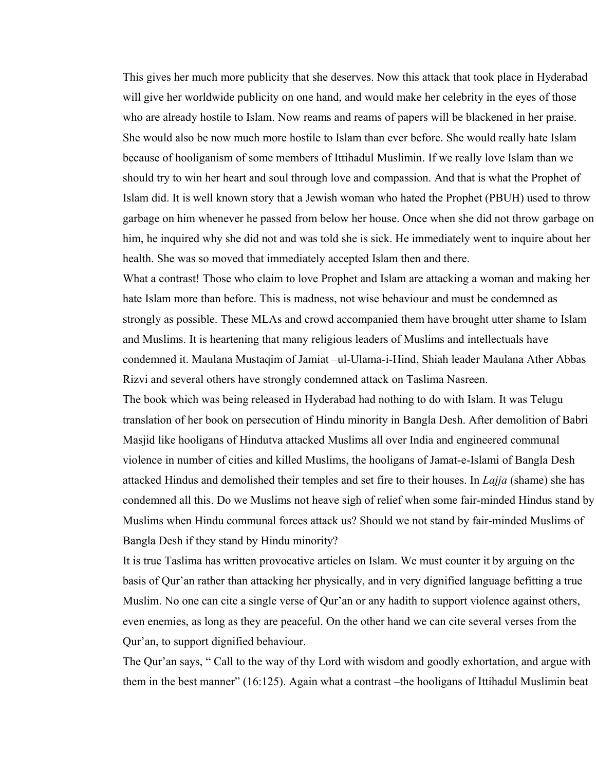This gives her much more publicity that she deserves. Now this attack that took place in Hyderabad will give her worldwide publicity on one hand, and would make her celebrity in the eyes of those who are already hostile to Islam. Now reams and reams of papers will be blackened in her praise. She would also be now much more hostile to Islam than ever before. She would really hate Islam because of hooliganism of some members of Ittihadul Muslimin. If we really love Islam than we should try to win her heart and soul through love and compassion. And that is what the Prophet of Islam did. It is well known story that a Jewish woman who hated the Prophet (PBUH) used to throw garbage on him whenever he passed from below her house. Once when she did not throw garbage on him, he inquired why she did not and was told she is sick. He immediately went to inquire about her health. She was so moved that immediately accepted Islam then and there.

What a contrast! Those who claim to love Prophet and Islam are attacking a woman and making her hate Islam more than before. This is madness, not wise behaviour and must be condemned as strongly as possible. These MLAs and crowd accompanied them have brought utter shame to Islam and Muslims. It is heartening that many religious leaders of Muslims and intellectuals have condemned it. Maulana Mustaqim of Jamiat –ul-Ulama-i-Hind, Shiah leader Maulana Ather Abbas Rizvi and several others have strongly condemned attack on Taslima Nasreen.

The book which was being released in Hyderabad had nothing to do with Islam. It was Telugu translation of her book on persecution of Hindu minority in Bangla Desh. After demolition of Babri Masjid like hooligans of Hindutva attacked Muslims all over India and engineered communal violence in number of cities and killed Muslims, the hooligans of Jamat-e-Islami of Bangla Desh attacked Hindus and demolished their temples and set fire to their houses. In *Lajja* (shame) she has condemned all this. Do we Muslims not heave sigh of relief when some fair-minded Hindus stand by Muslims when Hindu communal forces attack us? Should we not stand by fair-minded Muslims of Bangla Desh if they stand by Hindu minority?

It is true Taslima has written provocative articles on Islam. We must counter it by arguing on the basis of Qur'an rather than attacking her physically, and in very dignified language befitting a true Muslim. No one can cite a single verse of Qur'an or any hadith to support violence against others, even enemies, as long as they are peaceful. On the other hand we can cite several verses from the Qur'an, to support dignified behaviour.

The Qur'an says, " Call to the way of thy Lord with wisdom and goodly exhortation, and argue with them in the best manner" (16:125). Again what a contrast –the hooligans of Ittihadul Muslimin beat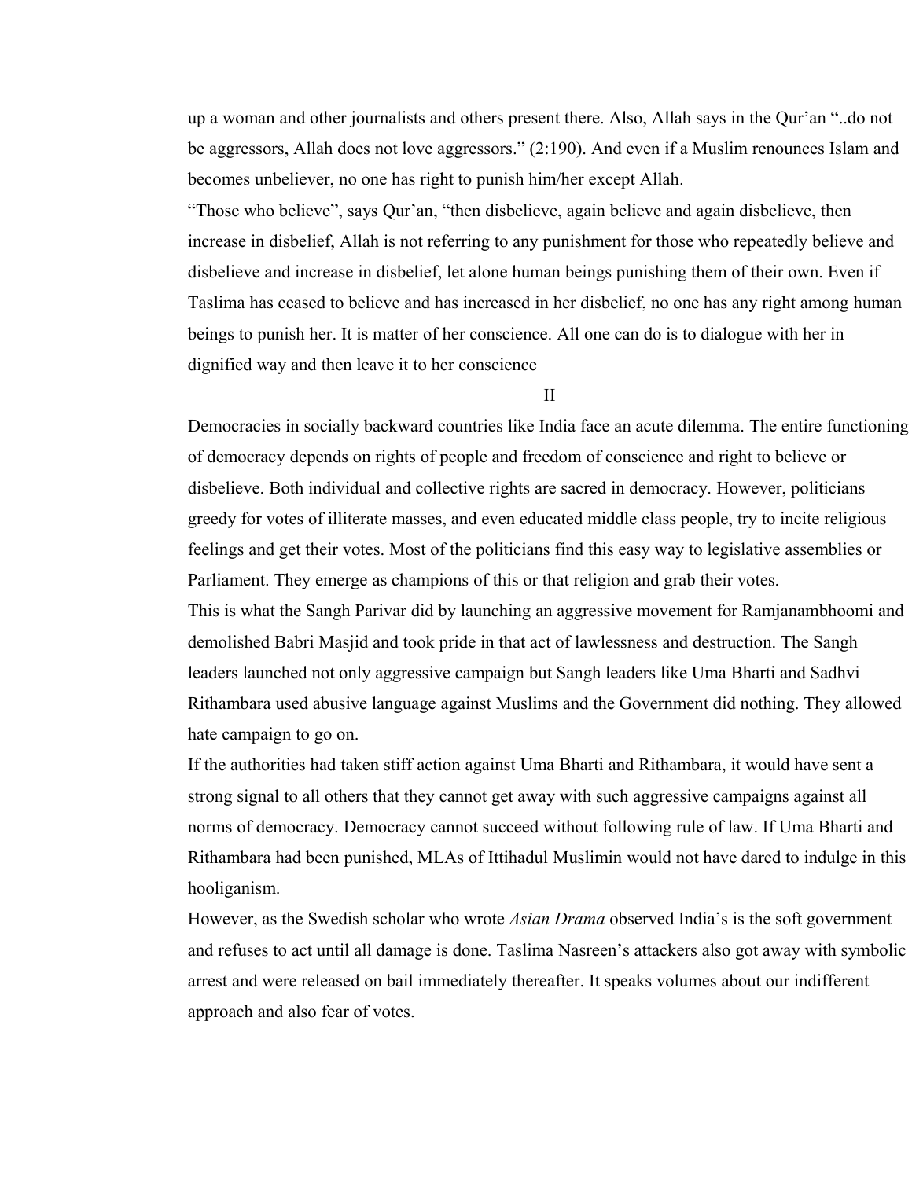up a woman and other journalists and others present there. Also, Allah says in the Qur'an "..do not be aggressors, Allah does not love aggressors." (2:190). And even if a Muslim renounces Islam and becomes unbeliever, no one has right to punish him/her except Allah.

"Those who believe", says Qur'an, "then disbelieve, again believe and again disbelieve, then increase in disbelief, Allah is not referring to any punishment for those who repeatedly believe and disbelieve and increase in disbelief, let alone human beings punishing them of their own. Even if Taslima has ceased to believe and has increased in her disbelief, no one has any right among human beings to punish her. It is matter of her conscience. All one can do is to dialogue with her in dignified way and then leave it to her conscience

## II

Democracies in socially backward countries like India face an acute dilemma. The entire functioning of democracy depends on rights of people and freedom of conscience and right to believe or disbelieve. Both individual and collective rights are sacred in democracy. However, politicians greedy for votes of illiterate masses, and even educated middle class people, try to incite religious feelings and get their votes. Most of the politicians find this easy way to legislative assemblies or Parliament. They emerge as champions of this or that religion and grab their votes.

This is what the Sangh Parivar did by launching an aggressive movement for Ramjanambhoomi and demolished Babri Masjid and took pride in that act of lawlessness and destruction. The Sangh leaders launched not only aggressive campaign but Sangh leaders like Uma Bharti and Sadhvi Rithambara used abusive language against Muslims and the Government did nothing. They allowed hate campaign to go on.

If the authorities had taken stiff action against Uma Bharti and Rithambara, it would have sent a strong signal to all others that they cannot get away with such aggressive campaigns against all norms of democracy. Democracy cannot succeed without following rule of law. If Uma Bharti and Rithambara had been punished, MLAs of Ittihadul Muslimin would not have dared to indulge in this hooliganism.

However, as the Swedish scholar who wrote *Asian Drama* observed India's is the soft government and refuses to act until all damage is done. Taslima Nasreen's attackers also got away with symbolic arrest and were released on bail immediately thereafter. It speaks volumes about our indifferent approach and also fear of votes.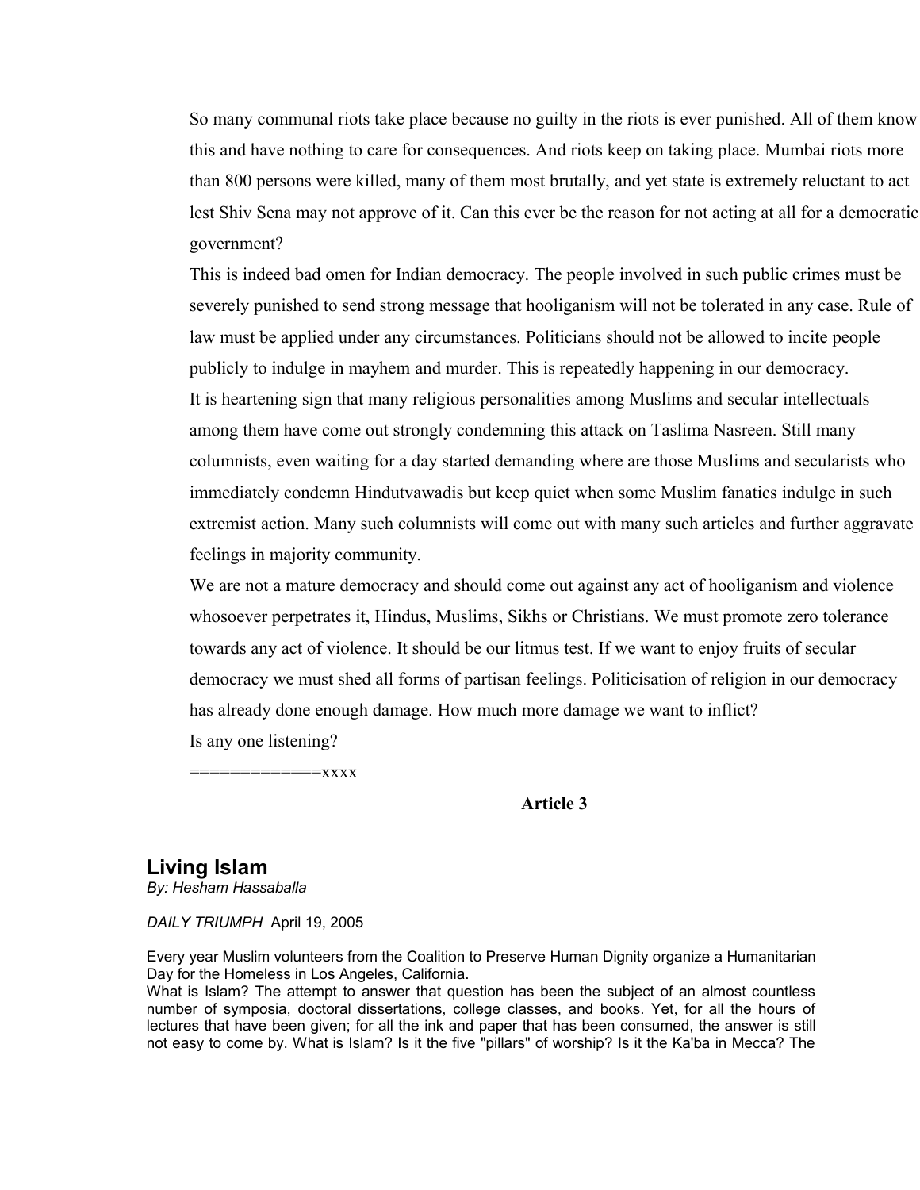So many communal riots take place because no guilty in the riots is ever punished. All of them know this and have nothing to care for consequences. And riots keep on taking place. Mumbai riots more than 800 persons were killed, many of them most brutally, and yet state is extremely reluctant to act lest Shiv Sena may not approve of it. Can this ever be the reason for not acting at all for a democratic government?

This is indeed bad omen for Indian democracy. The people involved in such public crimes must be severely punished to send strong message that hooliganism will not be tolerated in any case. Rule of law must be applied under any circumstances. Politicians should not be allowed to incite people publicly to indulge in mayhem and murder. This is repeatedly happening in our democracy.

It is heartening sign that many religious personalities among Muslims and secular intellectuals among them have come out strongly condemning this attack on Taslima Nasreen. Still many columnists, even waiting for a day started demanding where are those Muslims and secularists who immediately condemn Hindutvawadis but keep quiet when some Muslim fanatics indulge in such extremist action. Many such columnists will come out with many such articles and further aggravate feelings in majority community.

We are not a mature democracy and should come out against any act of hooliganism and violence whosoever perpetrates it, Hindus, Muslims, Sikhs or Christians. We must promote zero tolerance towards any act of violence. It should be our litmus test. If we want to enjoy fruits of secular democracy we must shed all forms of partisan feelings. Politicisation of religion in our democracy has already done enough damage. How much more damage we want to inflict?

Is any one listening?

=============xxxx

**Article 3**

## Living Islam

*By: Hesham Hassaballa*

*DAILY TRIUMPH* April 19, 2005

Every year Muslim volunteers from the Coalition to Preserve Human Dignity organize a Humanitarian Day for the Homeless in Los Angeles, California.

What is Islam? The attempt to answer that question has been the subject of an almost countless number of symposia, doctoral dissertations, college classes, and books. Yet, for all the hours of lectures that have been given; for all the ink and paper that has been consumed, the answer is still not easy to come by. What is Islam? Is it the five "pillars" of worship? Is it the Ka'ba in Mecca? The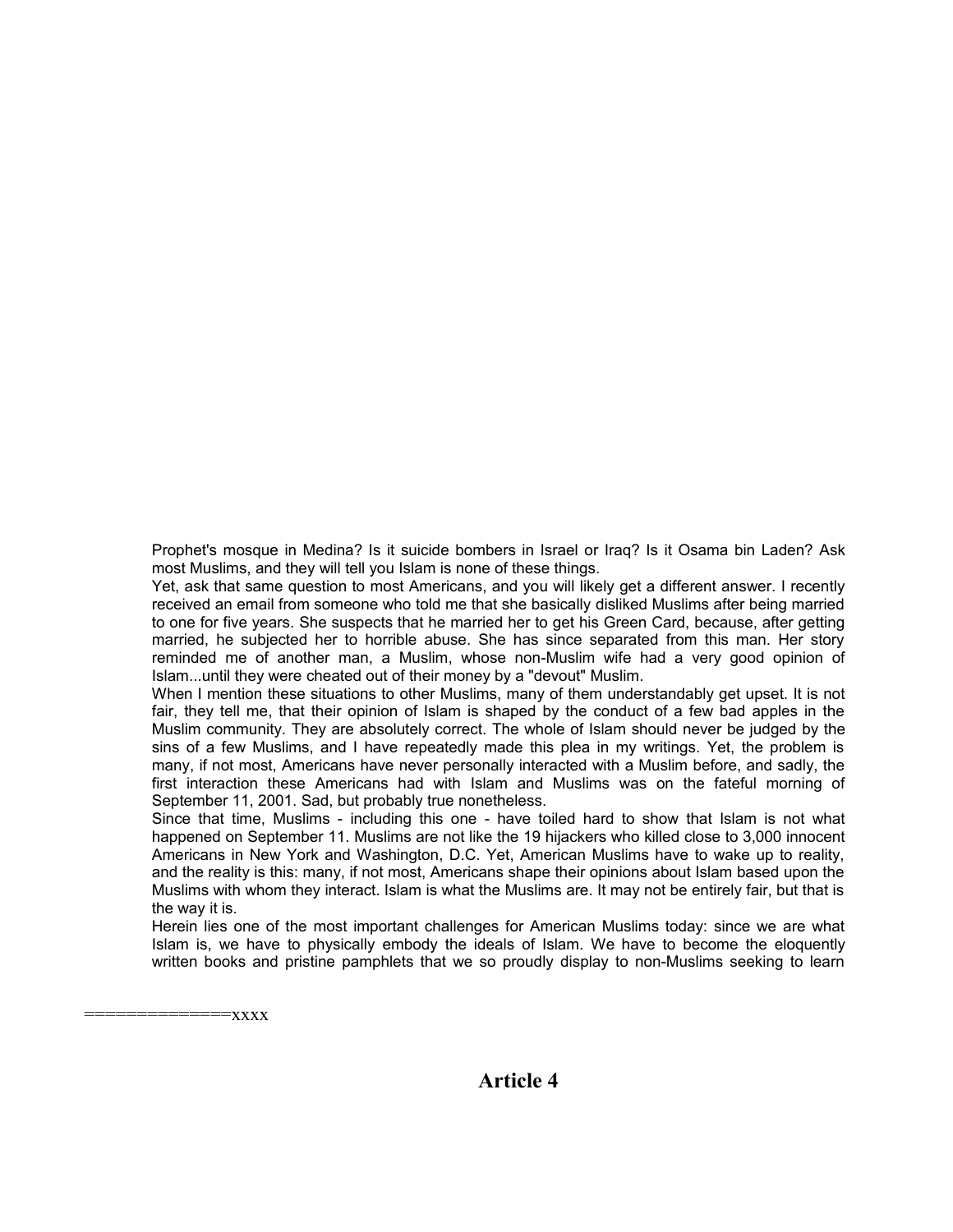Prophet's mosque in Medina? Is it suicide bombers in Israel or Iraq? Is it Osama bin Laden? Ask most Muslims, and they will tell you Islam is none of these things.

Yet, ask that same question to most Americans, and you will likely get a different answer. I recently received an email from someone who told me that she basically disliked Muslims after being married to one for five years. She suspects that he married her to get his Green Card, because, after getting married, he subjected her to horrible abuse. She has since separated from this man. Her story reminded me of another man, a Muslim, whose non-Muslim wife had a very good opinion of Islam...until they were cheated out of their money by a "devout" Muslim.

When I mention these situations to other Muslims, many of them understandably get upset. It is not fair, they tell me, that their opinion of Islam is shaped by the conduct of a few bad apples in the Muslim community. They are absolutely correct. The whole of Islam should never be judged by the sins of a few Muslims, and I have repeatedly made this plea in my writings. Yet, the problem is many, if not most, Americans have never personally interacted with a Muslim before, and sadly, the first interaction these Americans had with Islam and Muslims was on the fateful morning of September 11, 2001. Sad, but probably true nonetheless.

Since that time, Muslims - including this one - have toiled hard to show that Islam is not what happened on September 11. Muslims are not like the 19 hijackers who killed close to 3,000 innocent Americans in New York and Washington, D.C. Yet, American Muslims have to wake up to reality, and the reality is this: many, if not most, Americans shape their opinions about Islam based upon the Muslims with whom they interact. Islam is what the Muslims are. It may not be entirely fair, but that is the way it is.

Herein lies one of the most important challenges for American Muslims today: since we are what Islam is, we have to physically embody the ideals of Islam. We have to become the eloquently written books and pristine pamphlets that we so proudly display to non-Muslims seeking to learn

==============xxxx

## Article 4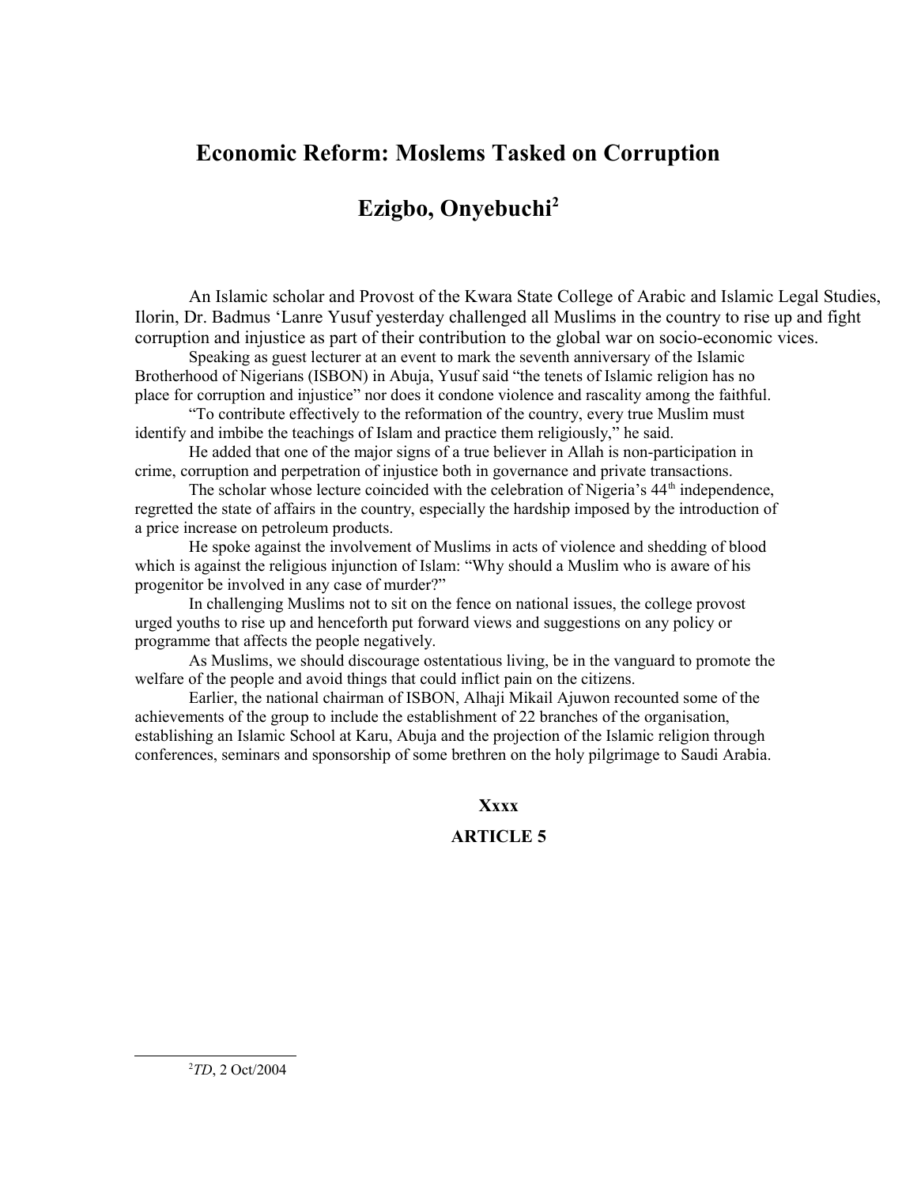# Economic Reform: Moslems Tasked on Corruption

## Ezigbo, Onyebuchi[2]

An Islamic scholar and Provost of the Kwara State College of Arabic and Islamic Legal Studies, Ilorin, Dr. Badmus 'Lanre Yusuf yesterday challenged all Muslims in the country to rise up and fight corruption and injustice as part of their contribution to the global war on socio-economic vices.

Speaking as guest lecturer at an event to mark the seventh anniversary of the Islamic Brotherhood of Nigerians (ISBON) in Abuja, Yusuf said "the tenets of Islamic religion has no place for corruption and injustice" nor does it condone violence and rascality among the faithful.

"To contribute effectively to the reformation of the country, every true Muslim must identify and imbibe the teachings of Islam and practice them religiously," he said.

He added that one of the major signs of a true believer in Allah is non-participation in crime, corruption and perpetration of injustice both in governance and private transactions.

The scholar whose lecture coincided with the celebration of Nigeria's 44th independence, regretted the state of affairs in the country, especially the hardship imposed by the introduction of a price increase on petroleum products.

He spoke against the involvement of Muslims in acts of violence and shedding of blood which is against the religious injunction of Islam: "Why should a Muslim who is aware of his progenitor be involved in any case of murder?"

In challenging Muslims not to sit on the fence on national issues, the college provost urged youths to rise up and henceforth put forward views and suggestions on any policy or programme that affects the people negatively.

As Muslims, we should discourage ostentatious living, be in the vanguard to promote the welfare of the people and avoid things that could inflict pain on the citizens.

Earlier, the national chairman of ISBON, Alhaji Mikail Ajuwon recounted some of the achievements of the group to include the establishment of 22 branches of the organisation, establishing an Islamic School at Karu, Abuja and the projection of the Islamic religion through conferences, seminars and sponsorship of some brethren on the holy pilgrimage to Saudi Arabia.

**Xxxx**

**ARTICLE 5**

[2] *TD*, 2 Oct/2004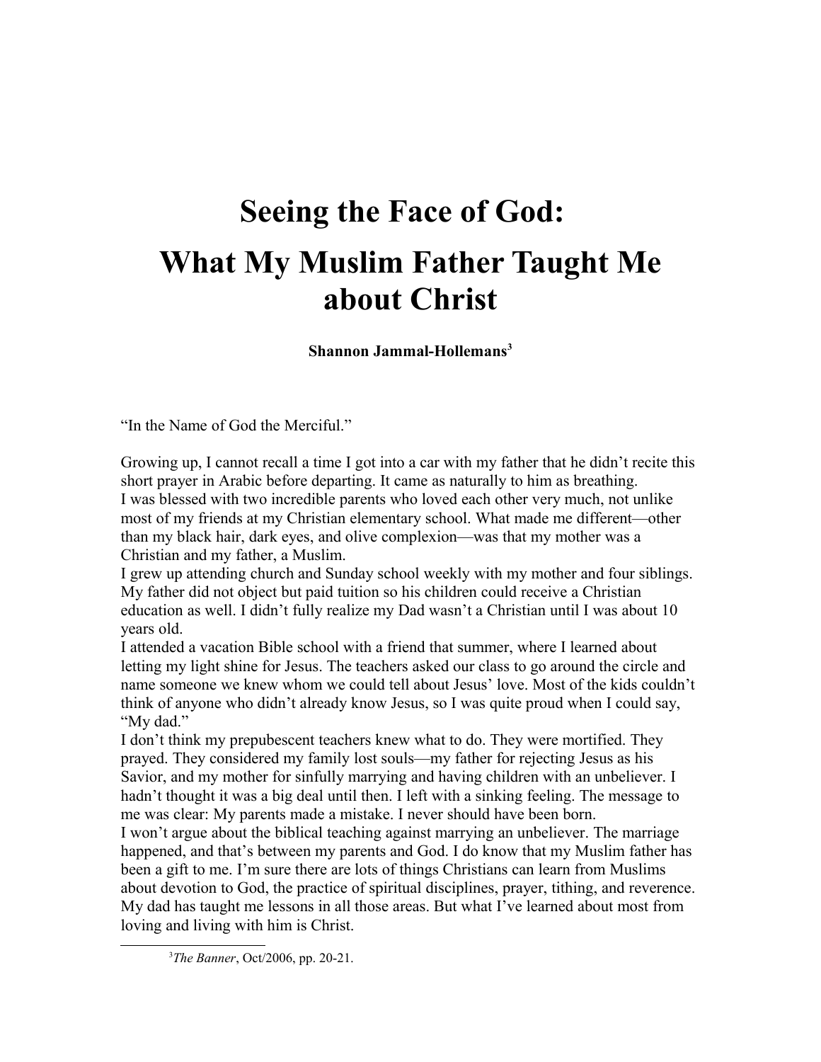# Seeing the Face of God: What My Muslim Father Taught Me about Christ

**Shannon Jammal-Hollemans**[3]

"In the Name of God the Merciful."

Growing up, I cannot recall a time I got into a car with my father that he didn't recite this short prayer in Arabic before departing. It came as naturally to him as breathing.

I was blessed with two incredible parents who loved each other very much, not unlike most of my friends at my Christian elementary school. What made me different—other than my black hair, dark eyes, and olive complexion—was that my mother was a Christian and my father, a Muslim.

I grew up attending church and Sunday school weekly with my mother and four siblings. My father did not object but paid tuition so his children could receive a Christian education as well. I didn't fully realize my Dad wasn't a Christian until I was about 10 years old.

I attended a vacation Bible school with a friend that summer, where I learned about letting my light shine for Jesus. The teachers asked our class to go around the circle and name someone we knew whom we could tell about Jesus' love. Most of the kids couldn't think of anyone who didn't already know Jesus, so I was quite proud when I could say, "My dad."

I don't think my prepubescent teachers knew what to do. They were mortified. They prayed. They considered my family lost souls—my father for rejecting Jesus as his Savior, and my mother for sinfully marrying and having children with an unbeliever. I hadn't thought it was a big deal until then. I left with a sinking feeling. The message to me was clear: My parents made a mistake. I never should have been born.

I won't argue about the biblical teaching against marrying an unbeliever. The marriage happened, and that's between my parents and God. I do know that my Muslim father has been a gift to me. I'm sure there are lots of things Christians can learn from Muslims about devotion to God, the practice of spiritual disciplines, prayer, tithing, and reverence. My dad has taught me lessons in all those areas. But what I've learned about most from loving and living with him is Christ.

[3] *The Banner*, Oct/2006, pp. 20-21.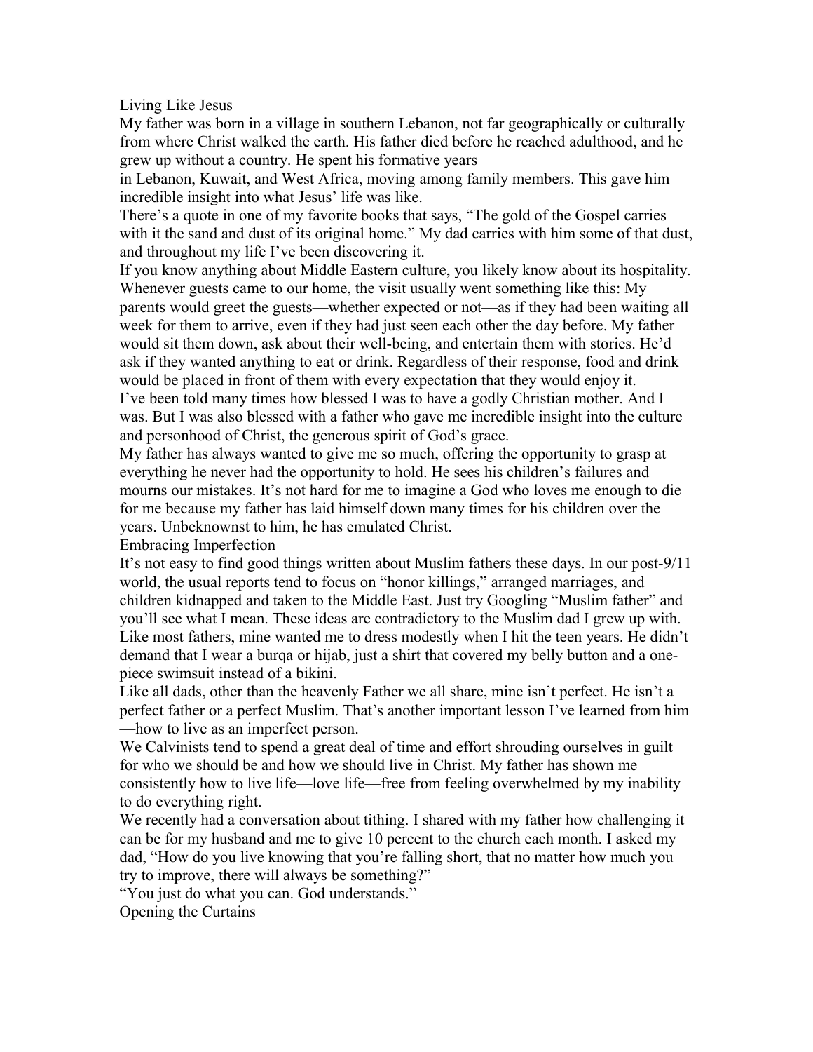## Living Like Jesus

My father was born in a village in southern Lebanon, not far geographically or culturally from where Christ walked the earth. His father died before he reached adulthood, and he grew up without a country. He spent his formative years in Lebanon, Kuwait, and West Africa, moving among family members. This gave him incredible insight into what Jesus' life was like.

There's a quote in one of my favorite books that says, "The gold of the Gospel carries with it the sand and dust of its original home." My dad carries with him some of that dust, and throughout my life I've been discovering it.

If you know anything about Middle Eastern culture, you likely know about its hospitality. Whenever guests came to our home, the visit usually went something like this: My parents would greet the guests—whether expected or not—as if they had been waiting all week for them to arrive, even if they had just seen each other the day before. My father would sit them down, ask about their well-being, and entertain them with stories. He'd ask if they wanted anything to eat or drink. Regardless of their response, food and drink would be placed in front of them with every expectation that they would enjoy it.

I've been told many times how blessed I was to have a godly Christian mother. And I was. But I was also blessed with a father who gave me incredible insight into the culture and personhood of Christ, the generous spirit of God's grace.

My father has always wanted to give me so much, offering the opportunity to grasp at everything he never had the opportunity to hold. He sees his children's failures and mourns our mistakes. It's not hard for me to imagine a God who loves me enough to die for me because my father has laid himself down many times for his children over the years. Unbeknownst to him, he has emulated Christ.

## Embracing Imperfection

It's not easy to find good things written about Muslim fathers these days. In our post-9/11 world, the usual reports tend to focus on "honor killings," arranged marriages, and children kidnapped and taken to the Middle East. Just try Googling "Muslim father" and you'll see what I mean. These ideas are contradictory to the Muslim dad I grew up with. Like most fathers, mine wanted me to dress modestly when I hit the teen years. He didn't demand that I wear a burqa or hijab, just a shirt that covered my belly button and a one-piece swimsuit instead of a bikini.

Like all dads, other than the heavenly Father we all share, mine isn't perfect. He isn't a perfect father or a perfect Muslim. That's another important lesson I've learned from him—how to live as an imperfect person.

We Calvinists tend to spend a great deal of time and effort shrouding ourselves in guilt for who we should be and how we should live in Christ. My father has shown me consistently how to live life—love life—free from feeling overwhelmed by my inability to do everything right.

We recently had a conversation about tithing. I shared with my father how challenging it can be for my husband and me to give 10 percent to the church each month. I asked my dad, "How do you live knowing that you're falling short, that no matter how much you try to improve, there will always be something?"

"You just do what you can. God understands."

## Opening the Curtains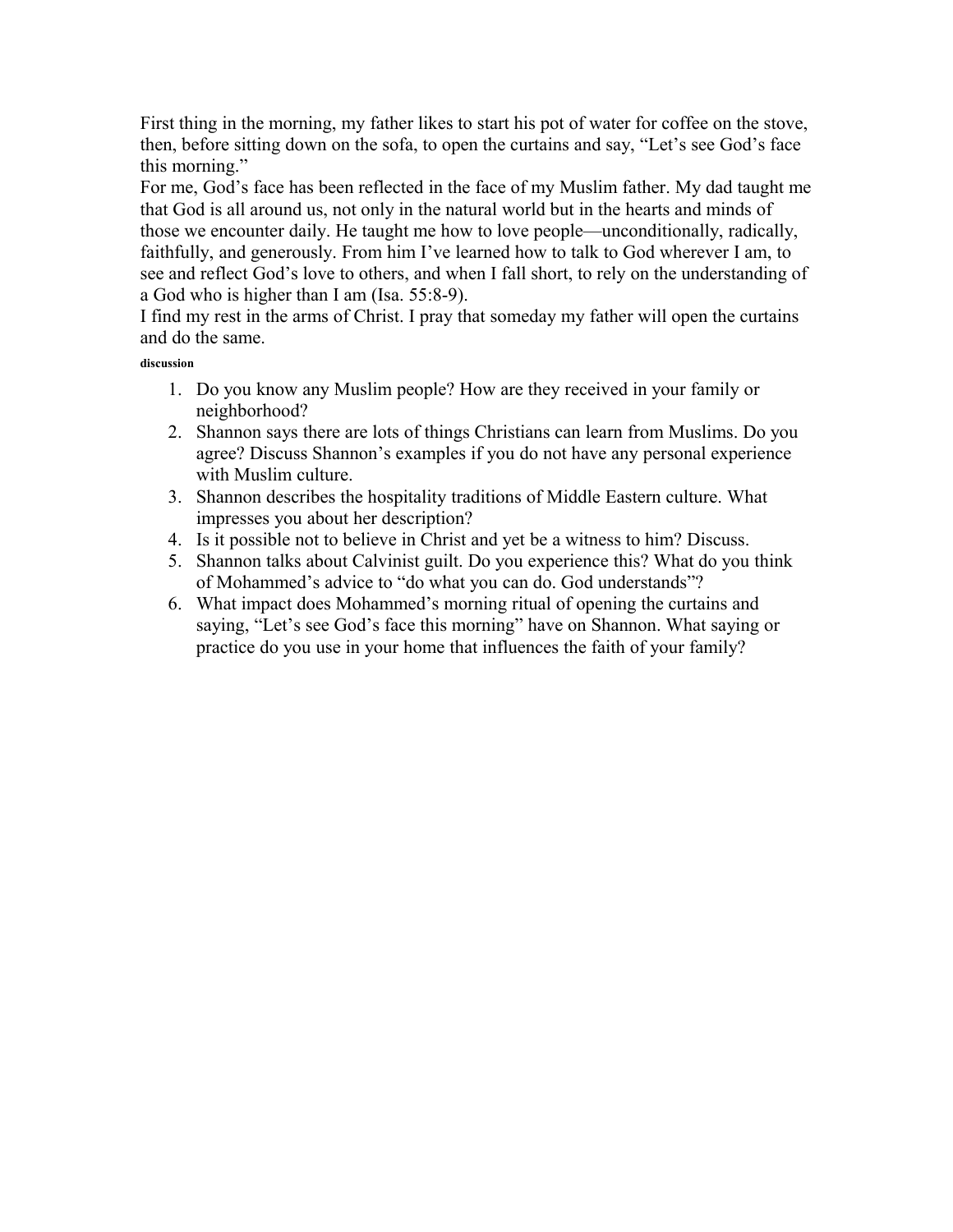First thing in the morning, my father likes to start his pot of water for coffee on the stove, then, before sitting down on the sofa, to open the curtains and say, "Let's see God's face this morning."

For me, God's face has been reflected in the face of my Muslim father. My dad taught me that God is all around us, not only in the natural world but in the hearts and minds of those we encounter daily. He taught me how to love people—unconditionally, radically, faithfully, and generously. From him I've learned how to talk to God wherever I am, to see and reflect God's love to others, and when I fall short, to rely on the understanding of a God who is higher than I am (Isa. 55:8-9).

I find my rest in the arms of Christ. I pray that someday my father will open the curtains and do the same.

###### discussion

1. Do you know any Muslim people? How are they received in your family or neighborhood?
2. Shannon says there are lots of things Christians can learn from Muslims. Do you agree? Discuss Shannon's examples if you do not have any personal experience with Muslim culture.
3. Shannon describes the hospitality traditions of Middle Eastern culture. What impresses you about her description?
4. Is it possible not to believe in Christ and yet be a witness to him? Discuss.
5. Shannon talks about Calvinist guilt. Do you experience this? What do you think of Mohammed's advice to "do what you can do. God understands"?
6. What impact does Mohammed's morning ritual of opening the curtains and saying, "Let's see God's face this morning" have on Shannon. What saying or practice do you use in your home that influences the faith of your family?